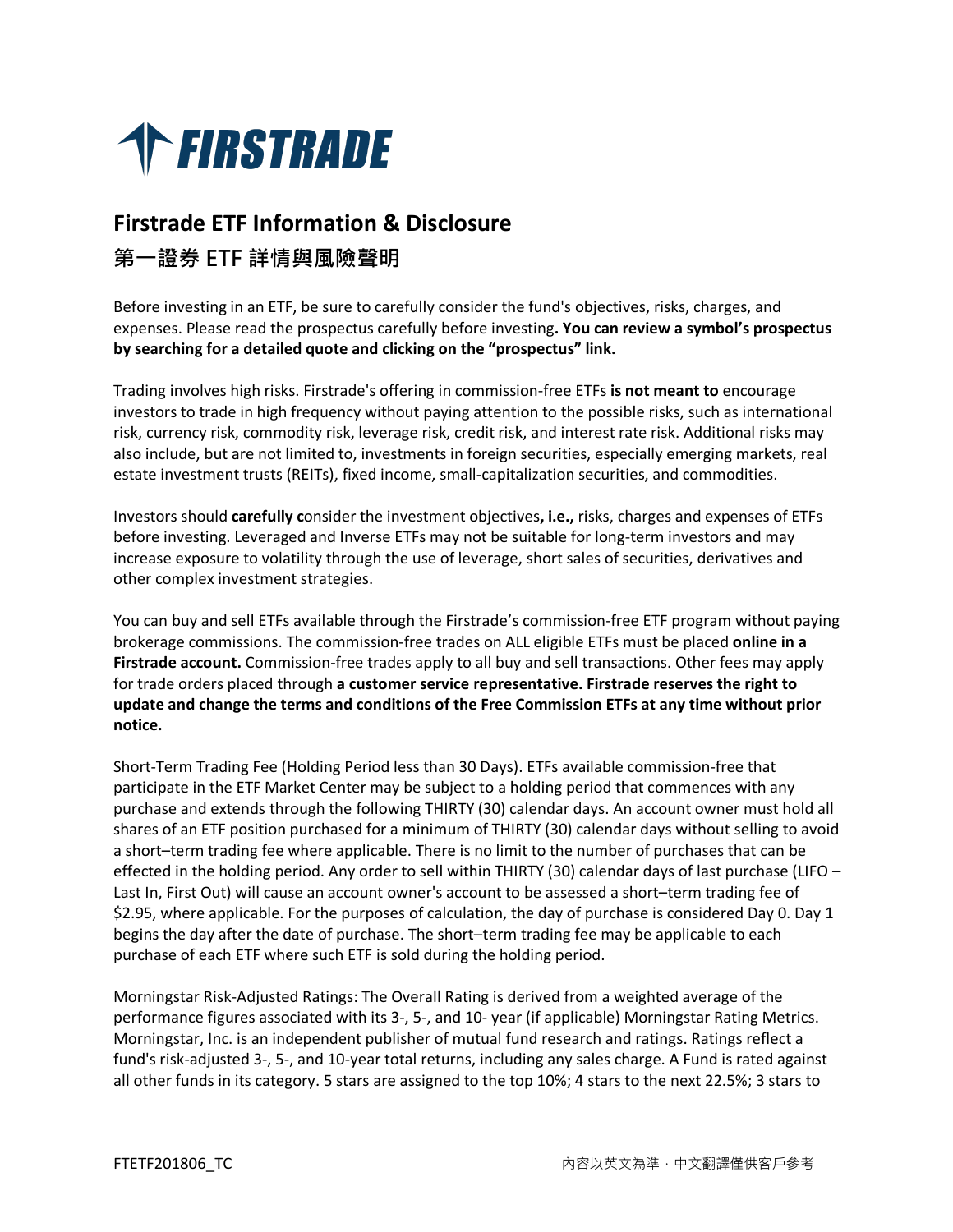# Firstrade ETF Information & Disclosure

## 第一證券 ETF 詳情與風險聲明

Before investing in an ETF, be sure to carefully consider the fund's objectives, risks, charges, and expenses. Please read the prospectus carefully before investing**. You can review a symbol's prospectus by searching for a detailed quote and clicking on the "prospectus" link.**

Trading involves high risks. Firstrade's offering in commission-free ETFs **is not meant to** encourage investors to trade in high frequency without paying attention to the possible risks, such as international risk, currency risk, commodity risk, leverage risk, credit risk, and interest rate risk. Additional risks may also include, but are not limited to, investments in foreign securities, especially emerging markets, real estate investment trusts (REITs), fixed income, small-capitalization securities, and commodities.

Investors should **carefully c**onsider the investment objectives**, i.e.,** risks, charges and expenses of ETFs before investing. Leveraged and Inverse ETFs may not be suitable for long-term investors and may increase exposure to volatility through the use of leverage, short sales of securities, derivatives and other complex investment strategies.

You can buy and sell ETFs available through the Firstrade's commission-free ETF program without paying brokerage commissions. The commission-free trades on ALL eligible ETFs must be placed **online in a Firstrade account.** Commission-free trades apply to all buy and sell transactions. Other fees may apply for trade orders placed through **a customer service representative. Firstrade reserves the right to update and change the terms and conditions of the Free Commission ETFs at any time without prior notice.**

Short-Term Trading Fee (Holding Period less than 30 Days). ETFs available commission-free that participate in the ETF Market Center may be subject to a holding period that commences with any purchase and extends through the following THIRTY (30) calendar days. An account owner must hold all shares of an ETF position purchased for a minimum of THIRTY (30) calendar days without selling to avoid a short–term trading fee where applicable. There is no limit to the number of purchases that can be effected in the holding period. Any order to sell within THIRTY (30) calendar days of last purchase (LIFO – Last In, First Out) will cause an account owner's account to be assessed a short–term trading fee of $2.95, where applicable. For the purposes of calculation, the day of purchase is considered Day 0. Day 1 begins the day after the date of purchase. The short–term trading fee may be applicable to each purchase of each ETF where such ETF is sold during the holding period.

Morningstar Risk-Adjusted Ratings: The Overall Rating is derived from a weighted average of the performance figures associated with its 3-, 5-, and 10- year (if applicable) Morningstar Rating Metrics. Morningstar, Inc. is an independent publisher of mutual fund research and ratings. Ratings reflect a fund's risk-adjusted 3-, 5-, and 10-year total returns, including any sales charge. A Fund is rated against all other funds in its category. 5 stars are assigned to the top 10%; 4 stars to the next 22.5%; 3 stars to

FTETF201806_TC 內容以英文為準，中文翻譯僅供客戶參考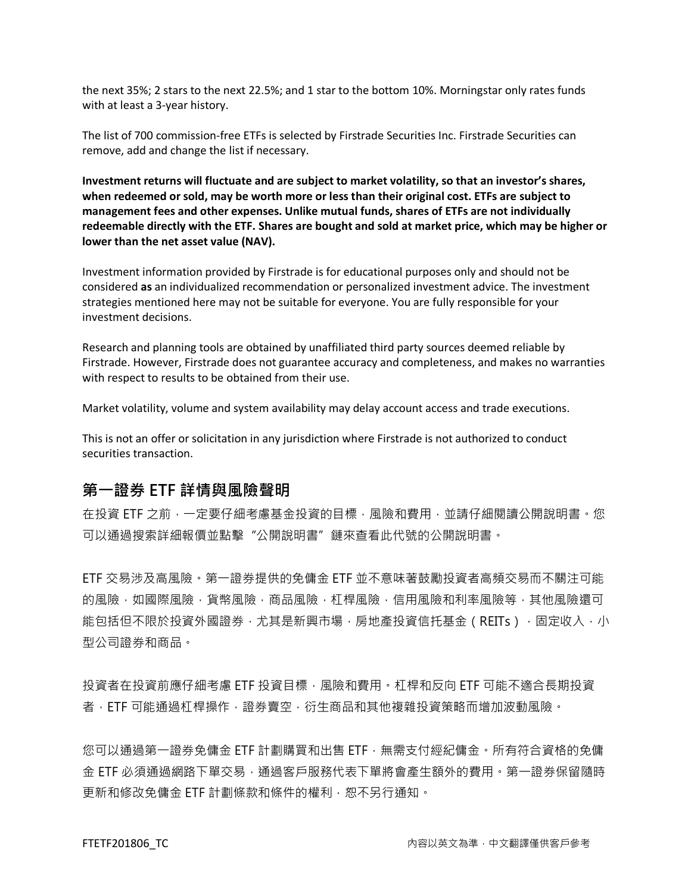the next 35%; 2 stars to the next 22.5%; and 1 star to the bottom 10%. Morningstar only rates funds with at least a 3-year history.

The list of 700 commission-free ETFs is selected by Firstrade Securities Inc. Firstrade Securities can remove, add and change the list if necessary.

**Investment returns will fluctuate and are subject to market volatility, so that an investor's shares, when redeemed or sold, may be worth more or less than their original cost. ETFs are subject to management fees and other expenses. Unlike mutual funds, shares of ETFs are not individually redeemable directly with the ETF. Shares are bought and sold at market price, which may be higher or lower than the net asset value (NAV).**

Investment information provided by Firstrade is for educational purposes only and should not be considered **as** an individualized recommendation or personalized investment advice. The investment strategies mentioned here may not be suitable for everyone. You are fully responsible for your investment decisions.

Research and planning tools are obtained by unaffiliated third party sources deemed reliable by Firstrade. However, Firstrade does not guarantee accuracy and completeness, and makes no warranties with respect to results to be obtained from their use.

Market volatility, volume and system availability may delay account access and trade executions.

This is not an offer or solicitation in any jurisdiction where Firstrade is not authorized to conduct securities transaction.

## 第一證券 ETF 詳情與風險聲明

在投資 ETF 之前，一定要仔細考慮基金投資的目標，風險和費用，並請仔細閱讀公開說明書。您可以通過搜索詳細報價並點擊"公開說明書"鏈來查看此代號的公開說明書。

ETF 交易涉及高風險。第一證券提供的免傭金 ETF 並不意味著鼓勵投資者高頻交易而不關注可能的風險，如國際風險，貨幣風險，商品風險，杠桿風險，信用風險和利率風險等，其他風險還可能包括但不限於投資外國證券，尤其是新興市場，房地產投資信托基金（REITs），固定收入，小型公司證券和商品。

投資者在投資前應仔細考慮 ETF 投資目標，風險和費用。杠桿和反向 ETF 可能不適合長期投資者，ETF 可能通過杠桿操作，證券賣空，衍生商品和其他複雜投資策略而增加波動風險。

您可以通過第一證券免傭金 ETF 計劃購買和出售 ETF，無需支付經紀傭金。所有符合資格的免傭金 ETF 必須通過網路下單交易，通過客戶服務代表下單將會產生額外的費用。第一證券保留隨時更新和修改免傭金 ETF 計劃條款和條件的權利，恕不另行通知。

FTETF201806_TC　　內容以英文為準，中文翻譯僅供客戶參考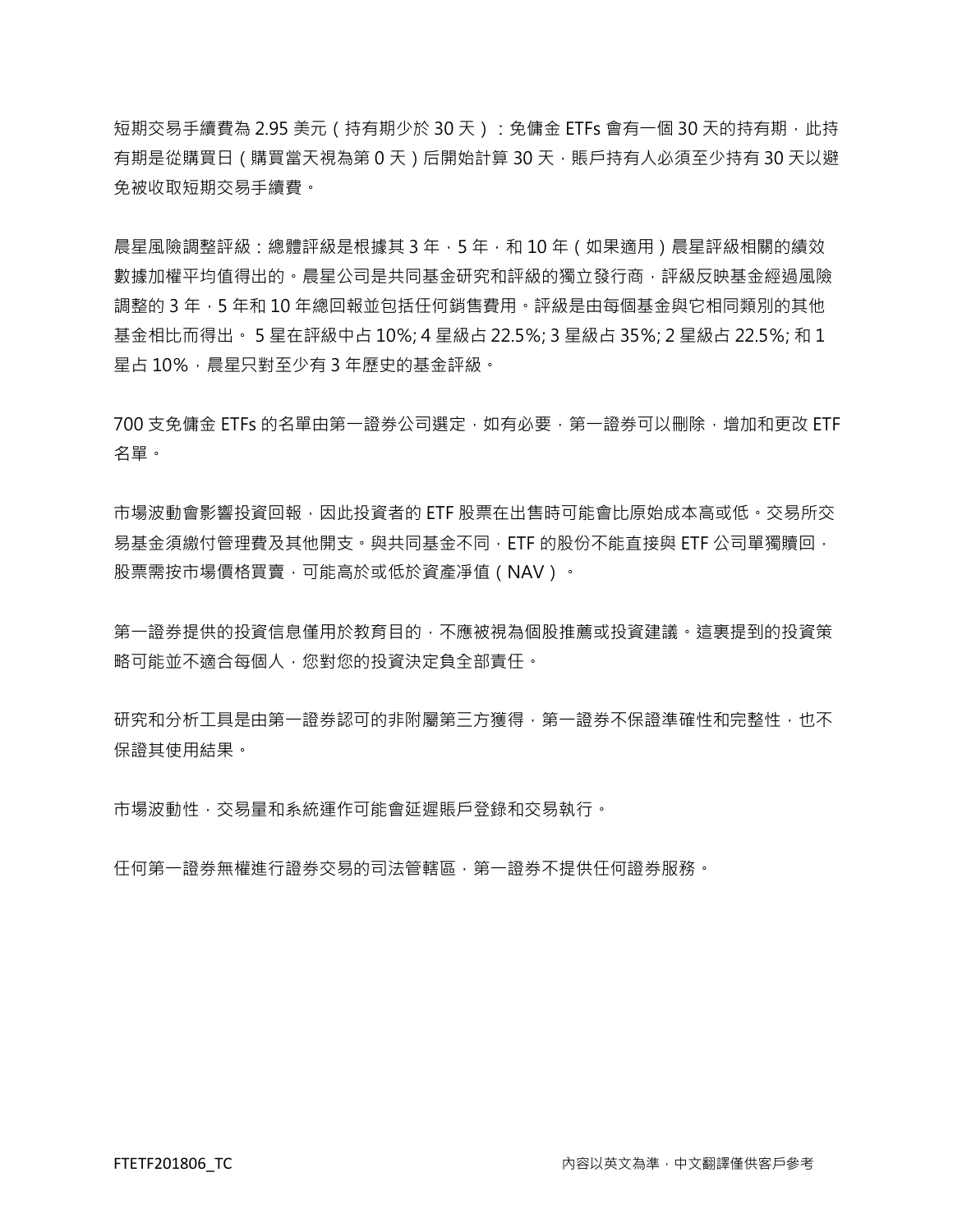短期交易手續費為 2.95 美元（持有期少於 30 天）：免傭金 ETFs 會有一個 30 天的持有期，此持有期是從購買日（購買當天視為第 0 天）后開始計算 30 天，賬戶持有人必須至少持有 30 天以避免被收取短期交易手續費。

晨星風險調整評級：總體評級是根據其 3 年，5 年，和 10 年（如果適用）晨星評級相關的績效數據加權平均值得出的。晨星公司是共同基金研究和評級的獨立發行商，評級反映基金經過風險調整的 3 年，5 年和 10 年總回報並包括任何銷售費用。評級是由每個基金與它相同類別的其他基金相比而得出。 5 星在評級中占 10%; 4 星級占 22.5%; 3 星級占 35%; 2 星級占 22.5%; 和 1 星占 10%，晨星只對至少有 3 年歷史的基金評級。

700 支免傭金 ETFs 的名單由第一證券公司選定，如有必要，第一證券可以刪除，增加和更改 ETF 名單。

市場波動會影響投資回報，因此投資者的 ETF 股票在出售時可能會比原始成本高或低。交易所交易基金須繳付管理費及其他開支。與共同基金不同，ETF 的股份不能直接與 ETF 公司單獨贖回，股票需按市場價格買賣，可能高於或低於資產淨值（NAV）。

第一證券提供的投資信息僅用於教育目的，不應被視為個股推薦或投資建議。這裏提到的投資策略可能並不適合每個人，您對您的投資決定負全部責任。

研究和分析工具是由第一證券認可的非附屬第三方獲得，第一證券不保證準確性和完整性，也不保證其使用結果。

市場波動性，交易量和系統運作可能會延遲賬戶登錄和交易執行。

任何第一證券無權進行證券交易的司法管轄區，第一證券不提供任何證券服務。

FTETF201806_TC　　內容以英文為準，中文翻譯僅供客戶參考